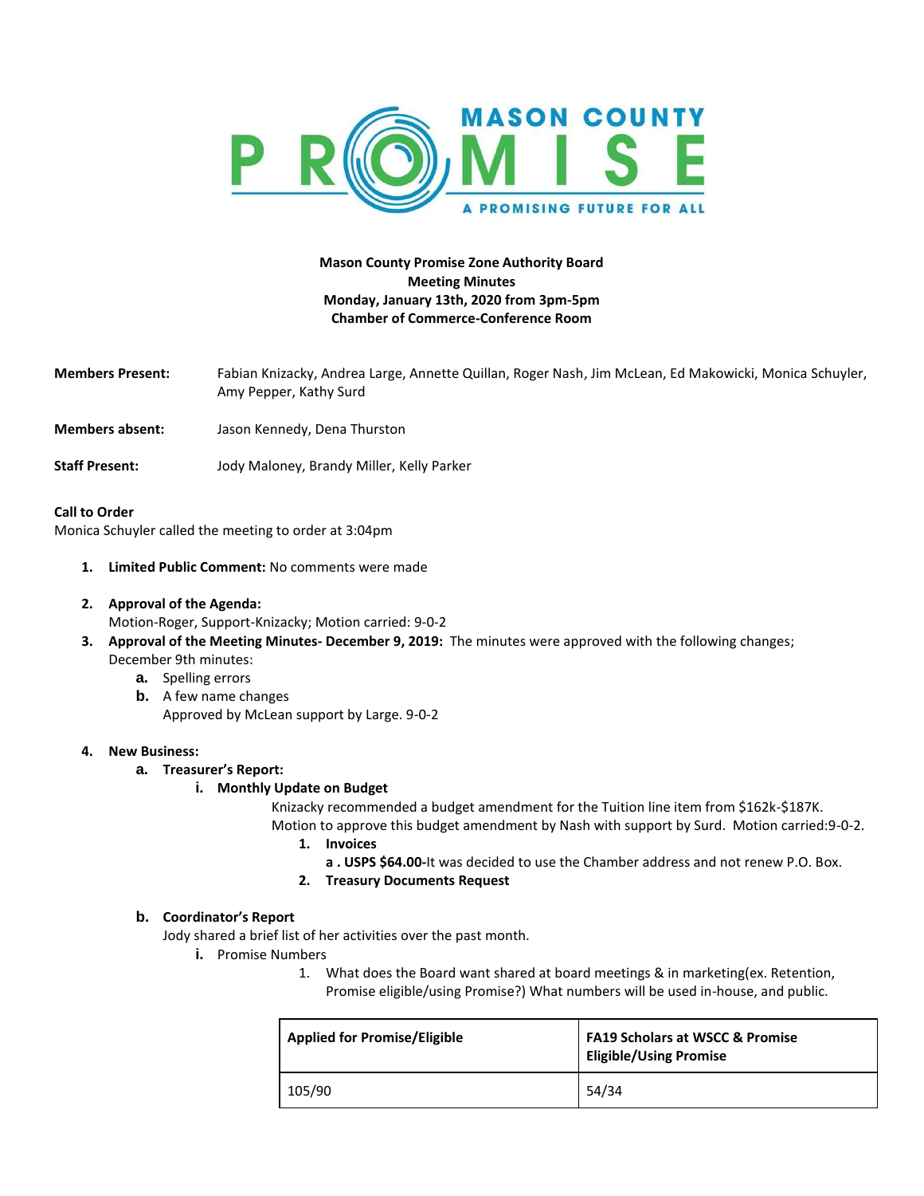MASON COUNTY PROMISE
A PROMISING FUTURE FOR ALL

**Mason County Promise Zone Authority Board**
**Meeting Minutes**
**Monday, January 13th, 2020 from 3pm-5pm**
**Chamber of Commerce-Conference Room**

**Members Present:** Fabian Knizacky, Andrea Large, Annette Quillan, Roger Nash, Jim McLean, Ed Makowicki, Monica Schuyler, Amy Pepper, Kathy Surd

**Members absent:** Jason Kennedy, Dena Thurston

**Staff Present:** Jody Maloney, Brandy Miller, Kelly Parker

**Call to Order**
Monica Schuyler called the meeting to order at 3:04pm

1. **Limited Public Comment:** No comments were made
2. **Approval of the Agenda:**
   Motion-Roger, Support-Knizacky; Motion carried: 9-0-2
3. **Approval of the Meeting Minutes- December 9, 2019:** The minutes were approved with the following changes; December 9th minutes:
   a. Spelling errors
   b. A few name changes
      Approved by McLean support by Large. 9-0-2
4. **New Business:**
   a. **Treasurer's Report:**
      i. **Monthly Update on Budget**
         Knizacky recommended a budget amendment for the Tuition line item from $162k-$187K.
         Motion to approve this budget amendment by Nash with support by Surd. Motion carried:9-0-2.
         1. **Invoices**
            **a . USPS $64.00-**It was decided to use the Chamber address and not renew P.O. Box.
         2. **Treasury Documents Request**

   b. **Coordinator's Report**
      Jody shared a brief list of her activities over the past month.
      i. Promise Numbers
         1. What does the Board want shared at board meetings & in marketing(ex. Retention, Promise eligible/using Promise?) What numbers will be used in-house, and public.

| Applied for Promise/Eligible | FA19 Scholars at WSCC & Promise Eligible/Using Promise |
|---|---|
| 105/90 | 54/34 |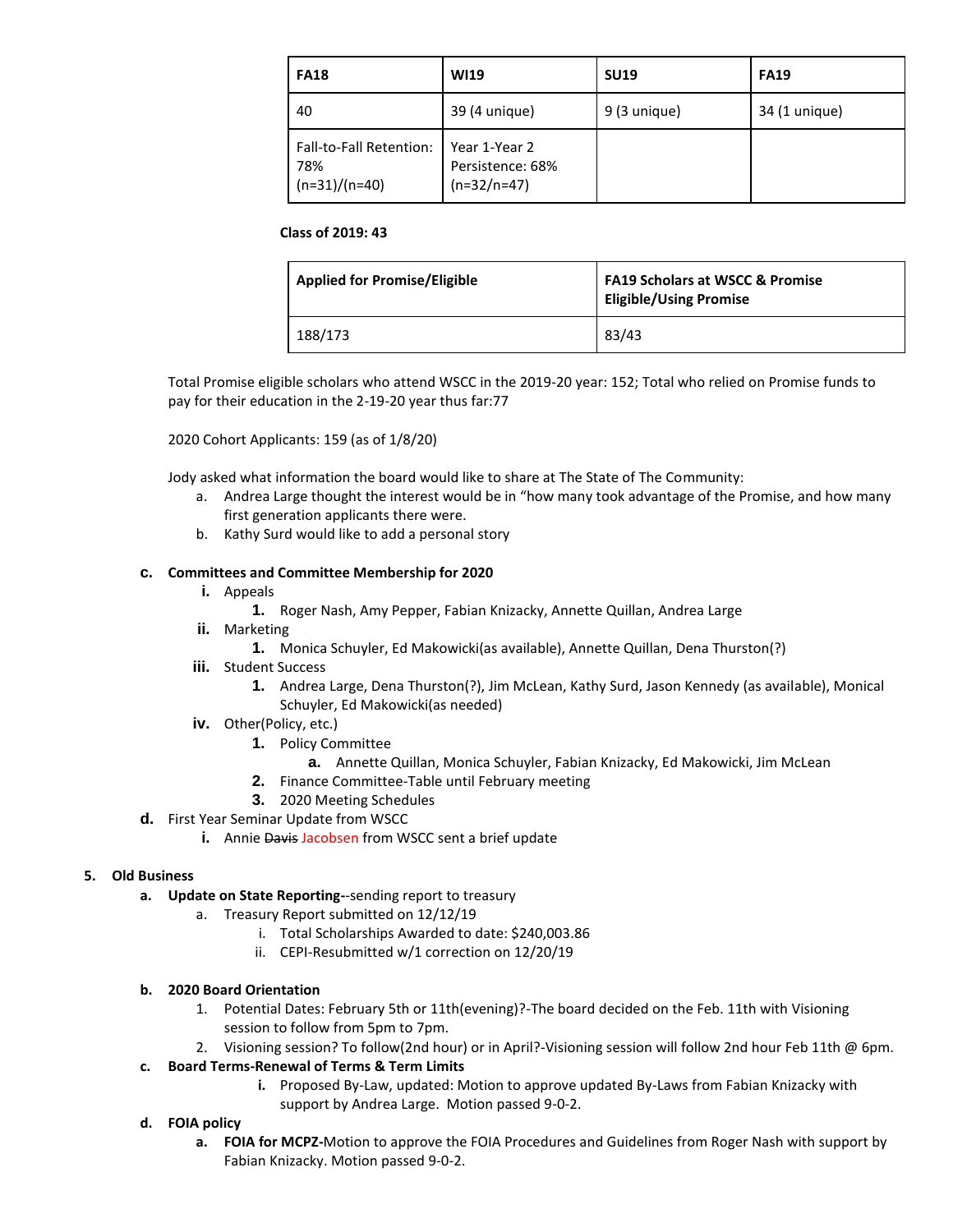| FA18 | WI19 | SU19 | FA19 |
|---|---|---|---|
| 40 | 39 (4 unique) | 9 (3 unique) | 34 (1 unique) |
| Fall-to-Fall Retention: 78% (n=31)/(n=40) | Year 1-Year 2 Persistence: 68% (n=32/n=47) | | |

**Class of 2019: 43**

| Applied for Promise/Eligible | FA19 Scholars at WSCC & Promise Eligible/Using Promise |
|---|---|
| 188/173 | 83/43 |

Total Promise eligible scholars who attend WSCC in the 2019-20 year: 152; Total who relied on Promise funds to pay for their education in the 2-19-20 year thus far:77

2020 Cohort Applicants: 159 (as of 1/8/20)

Jody asked what information the board would like to share at The State of The Community:

a. Andrea Large thought the interest would be in "how many took advantage of the Promise, and how many first generation applicants there were.
b. Kathy Surd would like to add a personal story

**c. Committees and Committee Membership for 2020**

i. Appeals
   1. Roger Nash, Amy Pepper, Fabian Knizacky, Annette Quillan, Andrea Large
ii. Marketing
   1. Monica Schuyler, Ed Makowicki(as available), Annette Quillan, Dena Thurston(?)
iii. Student Success
   1. Andrea Large, Dena Thurston(?), Jim McLean, Kathy Surd, Jason Kennedy (as available), Monical Schuyler, Ed Makowicki(as needed)
iv. Other(Policy, etc.)
   1. Policy Committee
      a. Annette Quillan, Monica Schuyler, Fabian Knizacky, Ed Makowicki, Jim McLean
   2. Finance Committee-Table until February meeting
   3. 2020 Meeting Schedules

d. First Year Seminar Update from WSCC
   i. Annie ~~Davis~~ Jacobsen from WSCC sent a brief update

**5. Old Business**

**a. Update on State Reporting**--sending report to treasury
   a. Treasury Report submitted on 12/12/19
      i. Total Scholarships Awarded to date: $240,003.86
      ii. CEPI-Resubmitted w/1 correction on 12/20/19

**b. 2020 Board Orientation**
   1. Potential Dates: February 5th or 11th(evening)?-The board decided on the Feb. 11th with Visioning session to follow from 5pm to 7pm.
   2. Visioning session? To follow(2nd hour) or in April?-Visioning session will follow 2nd hour Feb 11th @ 6pm.

**c. Board Terms-Renewal of Terms & Term Limits**
   i. Proposed By-Law, updated: Motion to approve updated By-Laws from Fabian Knizacky with support by Andrea Large. Motion passed 9-0-2.

**d. FOIA policy**
   a. **FOIA for MCPZ-**Motion to approve the FOIA Procedures and Guidelines from Roger Nash with support by Fabian Knizacky. Motion passed 9-0-2.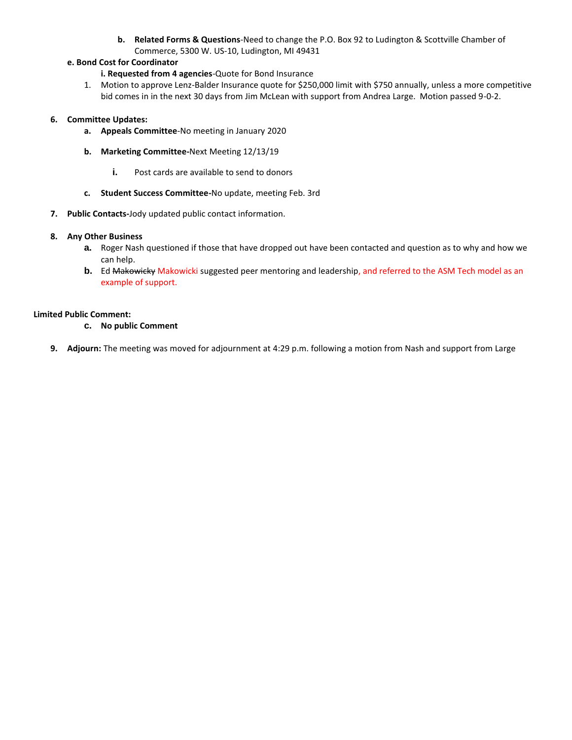- b. **Related Forms & Questions**-Need to change the P.O. Box 92 to Ludington & Scottville Chamber of Commerce, 5300 W. US-10, Ludington, MI 49431

e. **Bond Cost for Coordinator**

   i. **Requested from 4 agencies**-Quote for Bond Insurance

   1. Motion to approve Lenz-Balder Insurance quote for $250,000 limit with $750 annually, unless a more competitive bid comes in in the next 30 days from Jim McLean with support from Andrea Large. Motion passed 9-0-2.

6. **Committee Updates:**
   - a. **Appeals Committee**-No meeting in January 2020
   - b. **Marketing Committee-**Next Meeting 12/13/19
     - i. Post cards are available to send to donors
   - c. **Student Success Committee-**No update, meeting Feb. 3rd

7. **Public Contacts-**Jody updated public contact information.

8. **Any Other Business**
   - a. Roger Nash questioned if those that have dropped out have been contacted and question as to why and how we can help.
   - b. Ed ~~Makowicky~~ Makowicki suggested peer mentoring and leadership, and referred to the ASM Tech model as an example of support.

**Limited Public Comment:**

   - c. **No public Comment**

9. **Adjourn:** The meeting was moved for adjournment at 4:29 p.m. following a motion from Nash and support from Large